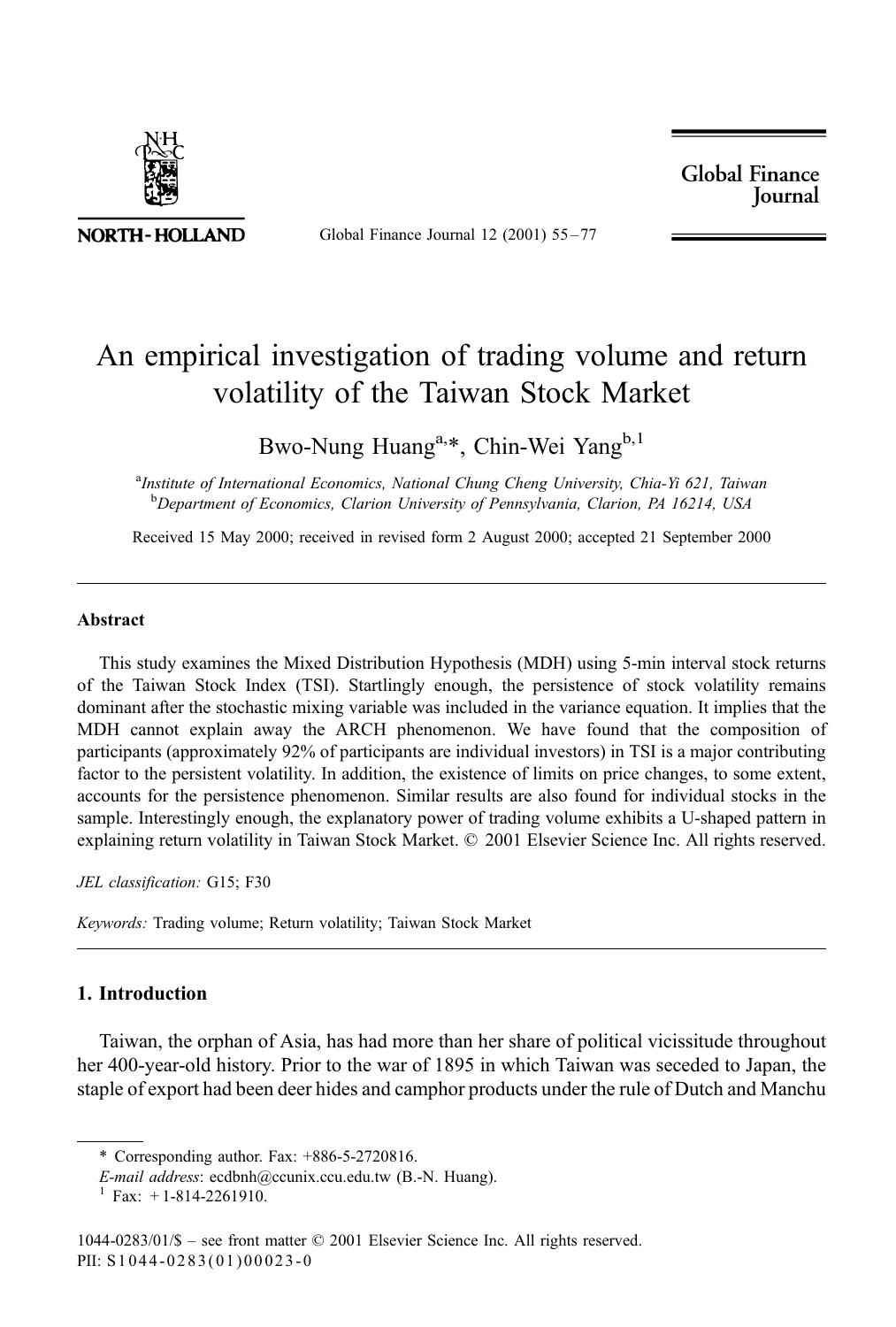# An empirical investigation of trading volume and return volatility of the Taiwan Stock Market

Bwo-Nung Huang[a,*], Chin-Wei Yang[b,1]

[a]*Institute of International Economics, National Chung Cheng University, Chia-Yi 621, Taiwan*
[b]*Department of Economics, Clarion University of Pennsylvania, Clarion, PA 16214, USA*

Received 15 May 2000; received in revised form 2 August 2000; accepted 21 September 2000

---

### Abstract

This study examines the Mixed Distribution Hypothesis (MDH) using 5-min interval stock returns of the Taiwan Stock Index (TSI). Startlingly enough, the persistence of stock volatility remains dominant after the stochastic mixing variable was included in the variance equation. It implies that the MDH cannot explain away the ARCH phenomenon. We have found that the composition of participants (approximately 92% of participants are individual investors) in TSI is a major contributing factor to the persistent volatility. In addition, the existence of limits on price changes, to some extent, accounts for the persistence phenomenon. Similar results are also found for individual stocks in the sample. Interestingly enough, the explanatory power of trading volume exhibits a U-shaped pattern in explaining return volatility in Taiwan Stock Market. © 2001 Elsevier Science Inc. All rights reserved.

*JEL classification:* G15; F30

*Keywords:* Trading volume; Return volatility; Taiwan Stock Market

---

## 1. Introduction

Taiwan, the orphan of Asia, has had more than her share of political vicissitude throughout her 400-year-old history. Prior to the war of 1895 in which Taiwan was seceded to Japan, the staple of export had been deer hides and camphor products under the rule of Dutch and Manchu

---

\* Corresponding author. Fax: +886-5-2720816.
*E-mail address*: ecdbnh@ccunix.ccu.edu.tw (B.-N. Huang).
[1] Fax: +1-814-2261910.

1044-0283/01/$ – see front matter © 2001 Elsevier Science Inc. All rights reserved.
PII: S1044-0283(01)00023-0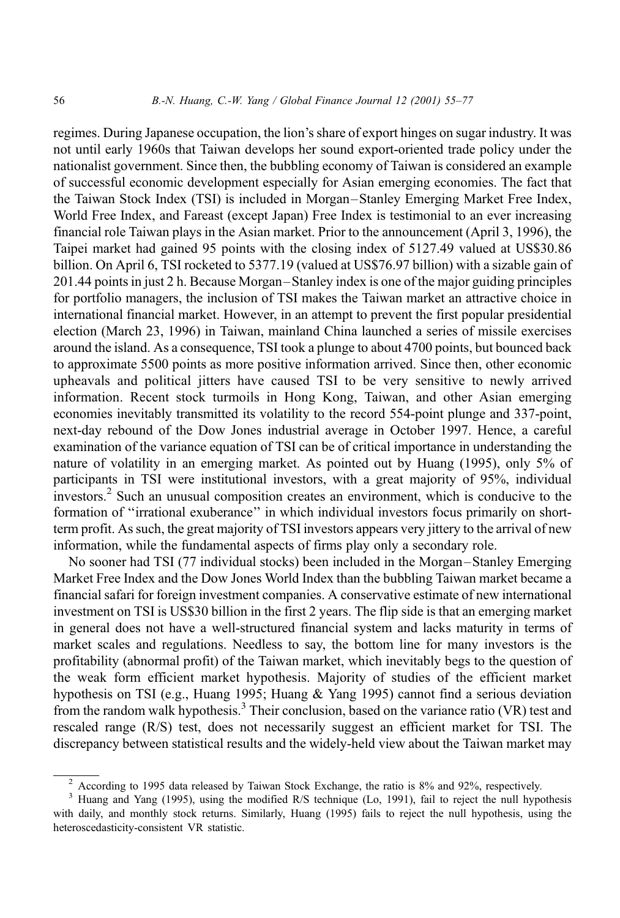regimes. During Japanese occupation, the lion's share of export hinges on sugar industry. It was not until early 1960s that Taiwan develops her sound export-oriented trade policy under the nationalist government. Since then, the bubbling economy of Taiwan is considered an example of successful economic development especially for Asian emerging economies. The fact that the Taiwan Stock Index (TSI) is included in Morgan–Stanley Emerging Market Free Index, World Free Index, and Fareast (except Japan) Free Index is testimonial to an ever increasing financial role Taiwan plays in the Asian market. Prior to the announcement (April 3, 1996), the Taipei market had gained 95 points with the closing index of 5127.49 valued at US$30.86 billion. On April 6, TSI rocketed to 5377.19 (valued at US$76.97 billion) with a sizable gain of 201.44 points in just 2 h. Because Morgan–Stanley index is one of the major guiding principles for portfolio managers, the inclusion of TSI makes the Taiwan market an attractive choice in international financial market. However, in an attempt to prevent the first popular presidential election (March 23, 1996) in Taiwan, mainland China launched a series of missile exercises around the island. As a consequence, TSI took a plunge to about 4700 points, but bounced back to approximate 5500 points as more positive information arrived. Since then, other economic upheavals and political jitters have caused TSI to be very sensitive to newly arrived information. Recent stock turmoils in Hong Kong, Taiwan, and other Asian emerging economies inevitably transmitted its volatility to the record 554-point plunge and 337-point, next-day rebound of the Dow Jones industrial average in October 1997. Hence, a careful examination of the variance equation of TSI can be of critical importance in understanding the nature of volatility in an emerging market. As pointed out by Huang (1995), only 5% of participants in TSI were institutional investors, with a great majority of 95%, individual investors.[2] Such an unusual composition creates an environment, which is conducive to the formation of "irrational exuberance" in which individual investors focus primarily on short-term profit. As such, the great majority of TSI investors appears very jittery to the arrival of new information, while the fundamental aspects of firms play only a secondary role.

No sooner had TSI (77 individual stocks) been included in the Morgan–Stanley Emerging Market Free Index and the Dow Jones World Index than the bubbling Taiwan market became a financial safari for foreign investment companies. A conservative estimate of new international investment on TSI is US$30 billion in the first 2 years. The flip side is that an emerging market in general does not have a well-structured financial system and lacks maturity in terms of market scales and regulations. Needless to say, the bottom line for many investors is the profitability (abnormal profit) of the Taiwan market, which inevitably begs to the question of the weak form efficient market hypothesis. Majority of studies of the efficient market hypothesis on TSI (e.g., Huang 1995; Huang & Yang 1995) cannot find a serious deviation from the random walk hypothesis.[3] Their conclusion, based on the variance ratio (VR) test and rescaled range (R/S) test, does not necessarily suggest an efficient market for TSI. The discrepancy between statistical results and the widely-held view about the Taiwan market may

[2] According to 1995 data released by Taiwan Stock Exchange, the ratio is 8% and 92%, respectively.

[3] Huang and Yang (1995), using the modified R/S technique (Lo, 1991), fail to reject the null hypothesis with daily, and monthly stock returns. Similarly, Huang (1995) fails to reject the null hypothesis, using the heteroscedasticity-consistent VR statistic.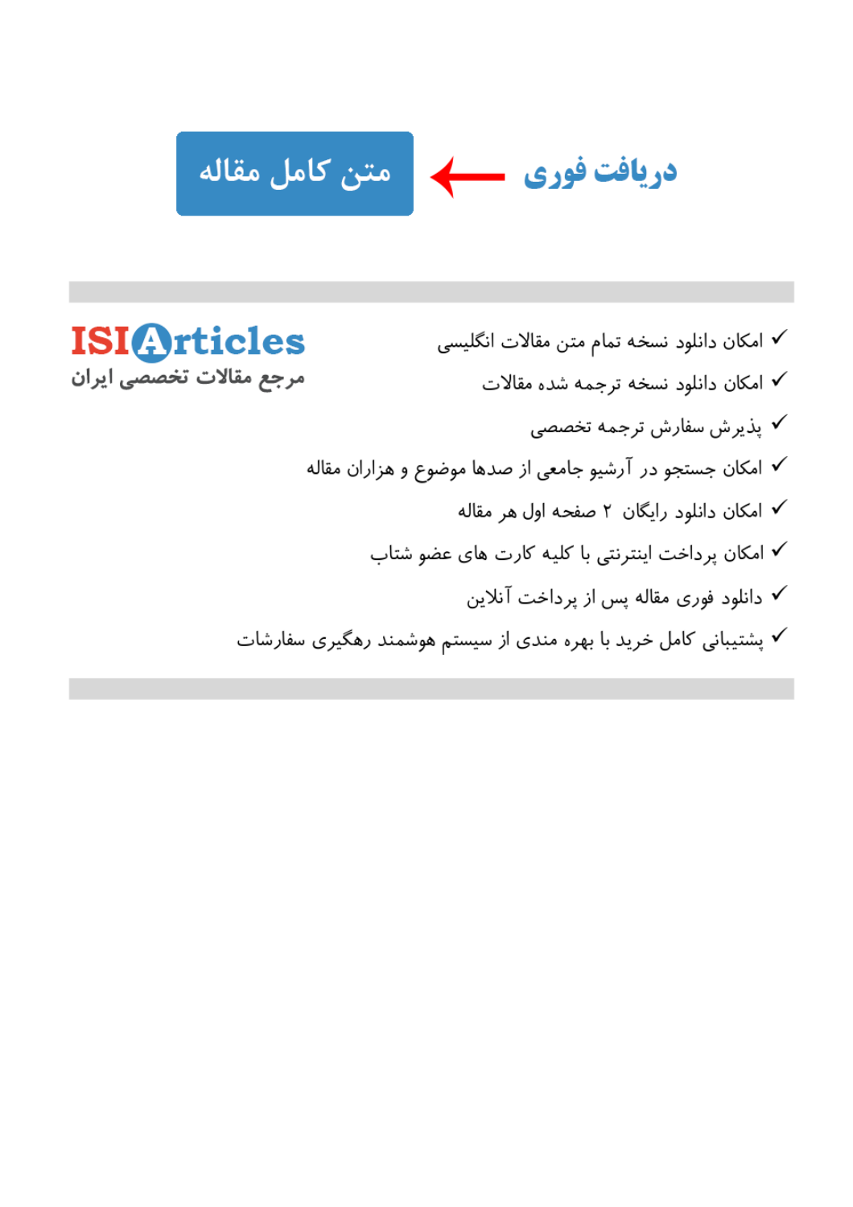دریافت فوری ← **متن کامل مقاله**

**ISIArticles**
مرجع مقالات تخصصی ایران

- ✓ امکان دانلود نسخه تمام متن مقالات انگلیسی
- ✓ امکان دانلود نسخه ترجمه شده مقالات
- ✓ پذیرش سفارش ترجمه تخصصی
- ✓ امکان جستجو در آرشیو جامعی از صدها موضوع و هزاران مقاله
- ✓ امکان دانلود رایگان ۲ صفحه اول هر مقاله
- ✓ امکان پرداخت اینترنتی با کلیه کارت های عضو شتاب
- ✓ دانلود فوری مقاله پس از پرداخت آنلاین
- ✓ پشتیبانی کامل خرید با بهره مندی از سیستم هوشمند رهگیری سفارشات